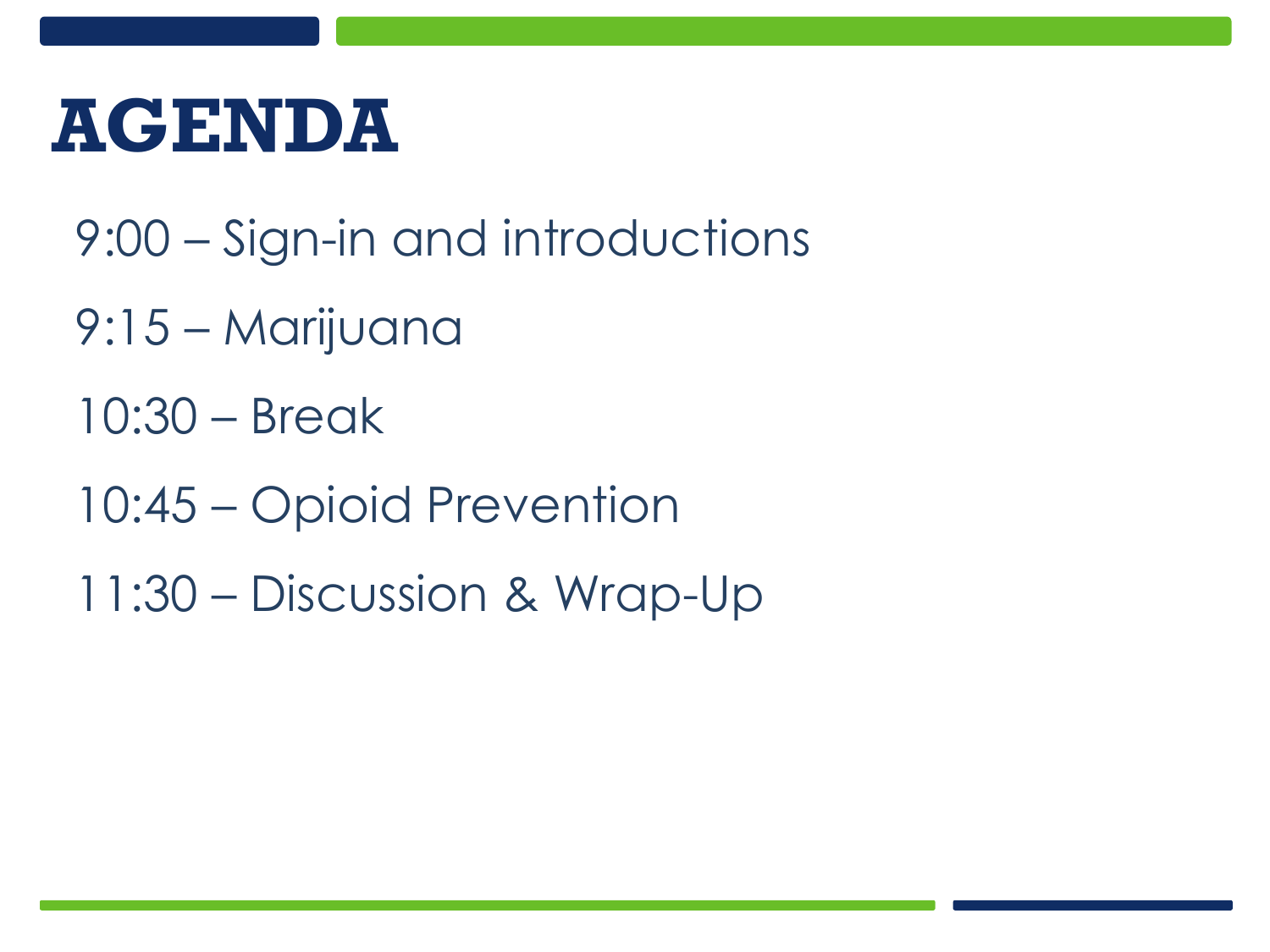# AGENDA

9:00 – Sign-in and introductions

9:15 – Marijuana

10:30 – Break

10:45 – Opioid Prevention

11:30 – Discussion & Wrap-Up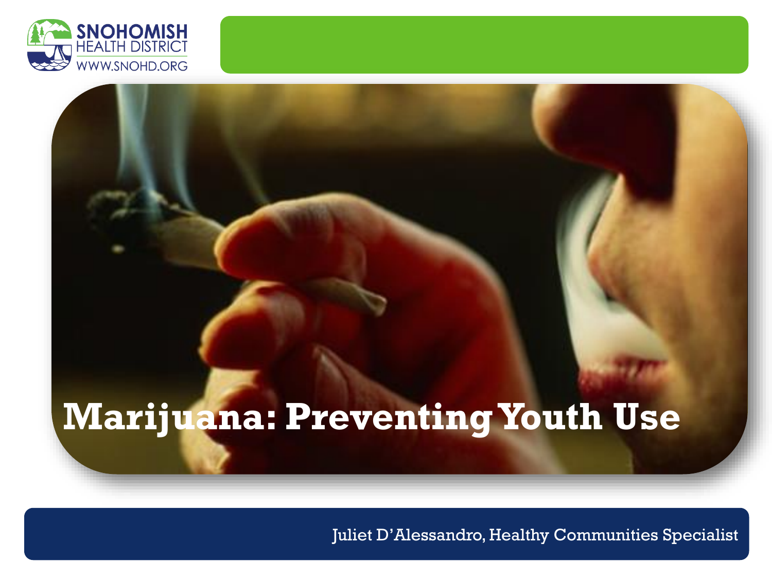SNOHOMISH HEALTH DISTRICT
WWW.SNOHD.ORG

# Marijuana: Preventing Youth Use

Juliet D'Alessandro, Healthy Communities Specialist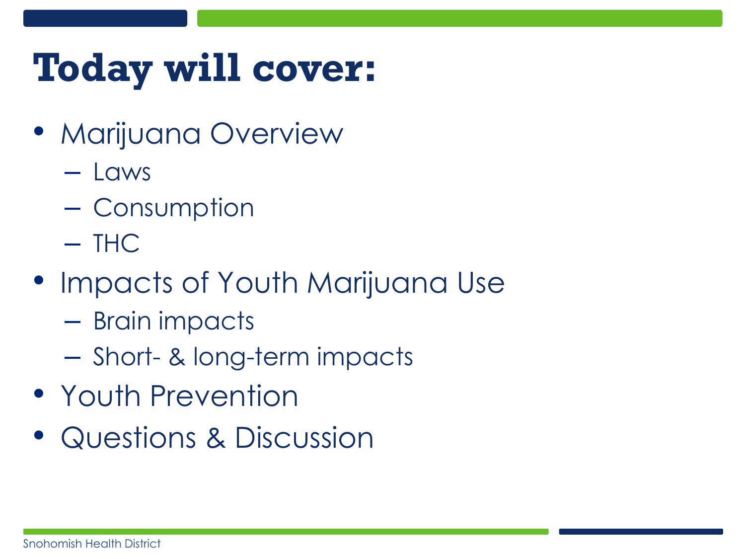# Today will cover:

- Marijuana Overview
  - Laws
  - Consumption
  - THC
- Impacts of Youth Marijuana Use
  - Brain impacts
  - Short- & long-term impacts
- Youth Prevention
- Questions & Discussion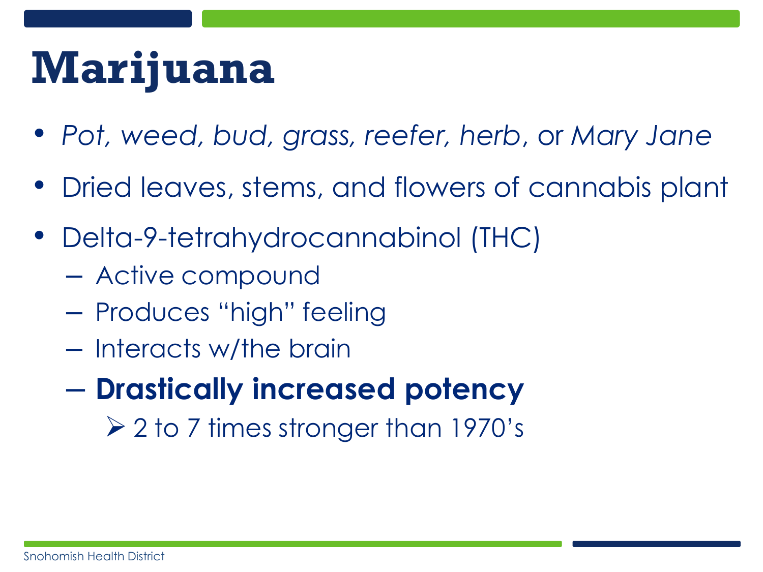# Marijuana

- *Pot, weed, bud, grass, reefer, herb*, or *Mary Jane*
- Dried leaves, stems, and flowers of cannabis plant
- Delta-9-tetrahydrocannabinol (THC)
  - Active compound
  - Produces "high" feeling
  - Interacts w/the brain
  - **Drastically increased potency**
    - 2 to 7 times stronger than 1970's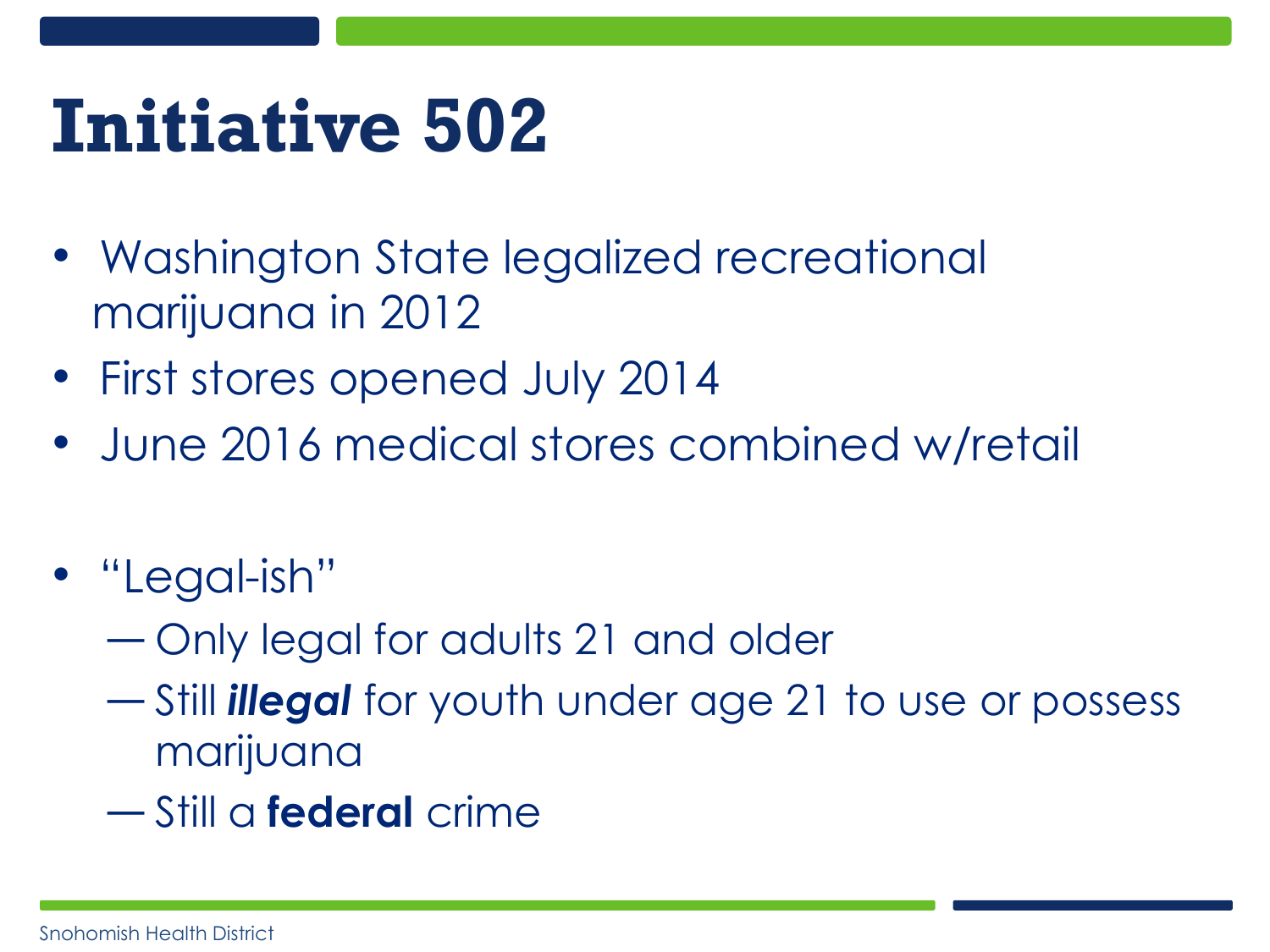# Initiative 502

- Washington State legalized recreational marijuana in 2012
- First stores opened July 2014
- June 2016 medical stores combined w/retail

- "Legal-ish"
  - Only legal for adults 21 and older
  - Still ***illegal*** for youth under age 21 to use or possess marijuana
  - Still a **federal** crime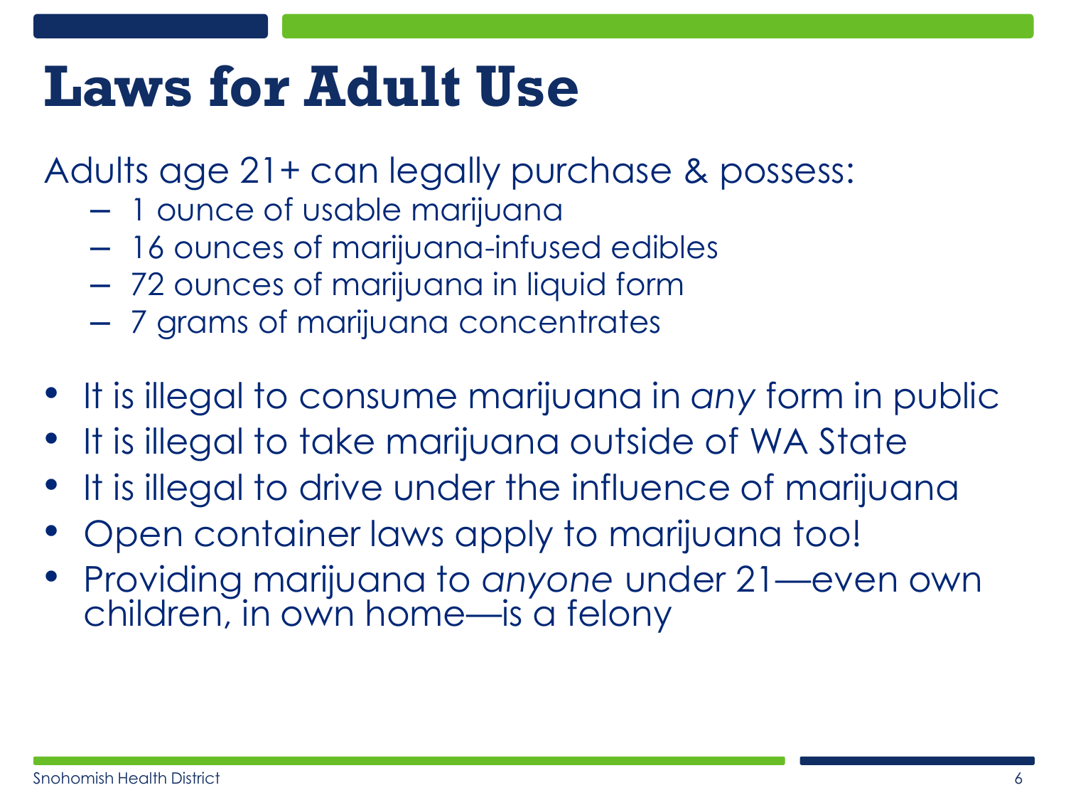# Laws for Adult Use

Adults age 21+ can legally purchase & possess:

- 1 ounce of usable marijuana
- 16 ounces of marijuana-infused edibles
- 72 ounces of marijuana in liquid form
- 7 grams of marijuana concentrates

- It is illegal to consume marijuana in *any* form in public
- It is illegal to take marijuana outside of WA State
- It is illegal to drive under the influence of marijuana
- Open container laws apply to marijuana too!
- Providing marijuana to *anyone* under 21—even own children, in own home—is a felony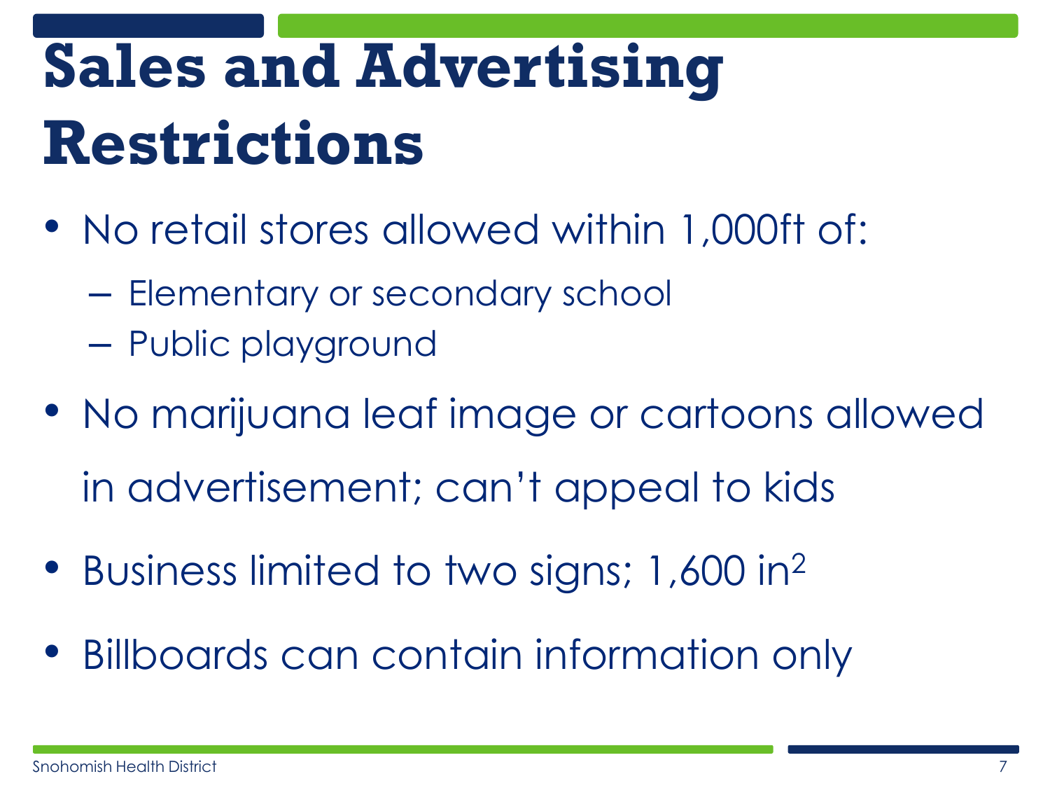# Sales and Advertising Restrictions

- No retail stores allowed within 1,000ft of:
  - Elementary or secondary school
  - Public playground
- No marijuana leaf image or cartoons allowed in advertisement; can't appeal to kids
- Business limited to two signs; 1,600 $in^2$
- Billboards can contain information only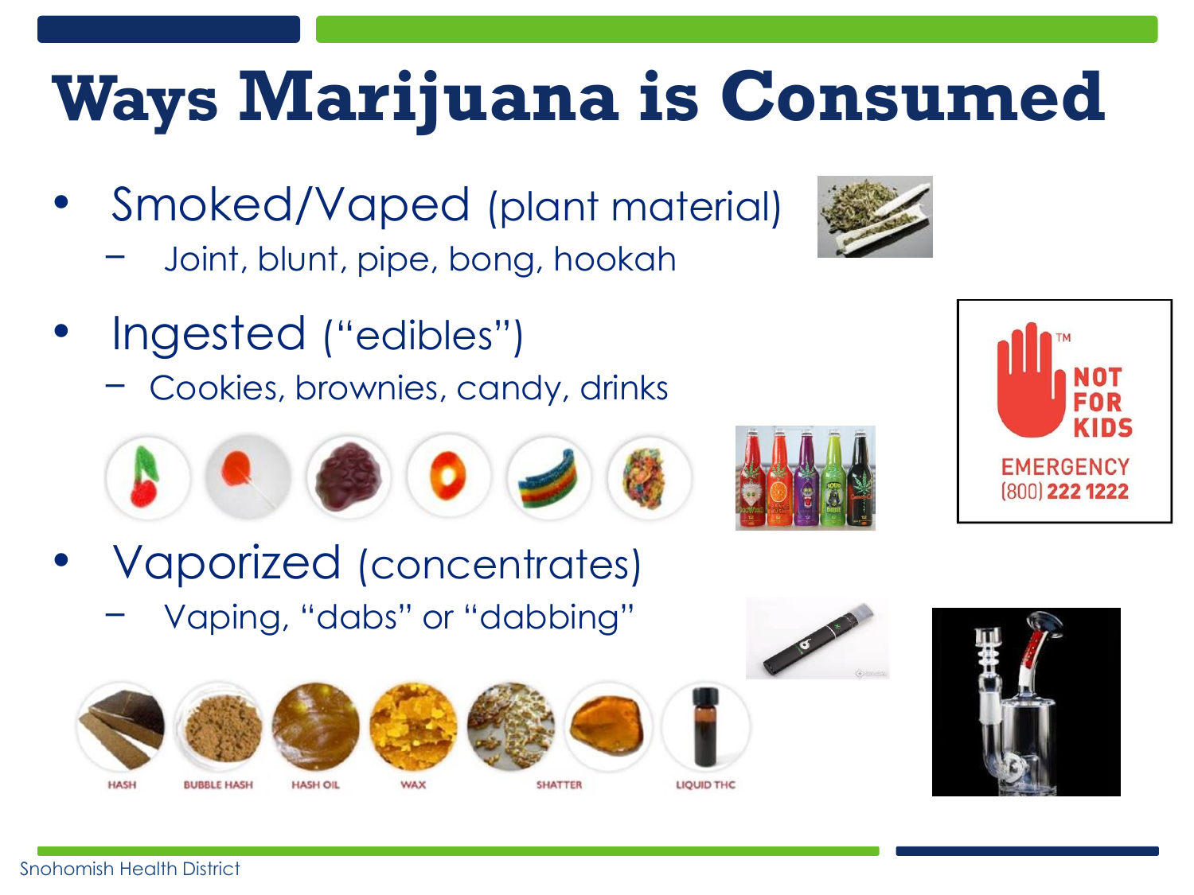# Ways Marijuana is Consumed

- Smoked/Vaped (plant material)
  - Joint, blunt, pipe, bong, hookah
- Ingested ("edibles")
  - Cookies, brownies, candy, drinks
- Vaporized (concentrates)
  - Vaping, "dabs" or "dabbing"

NOT FOR KIDS
EMERGENCY (800) 222 1222

HASH | BUBBLE HASH | HASH OIL | WAX | SHATTER | LIQUID THC

Snohomish Health District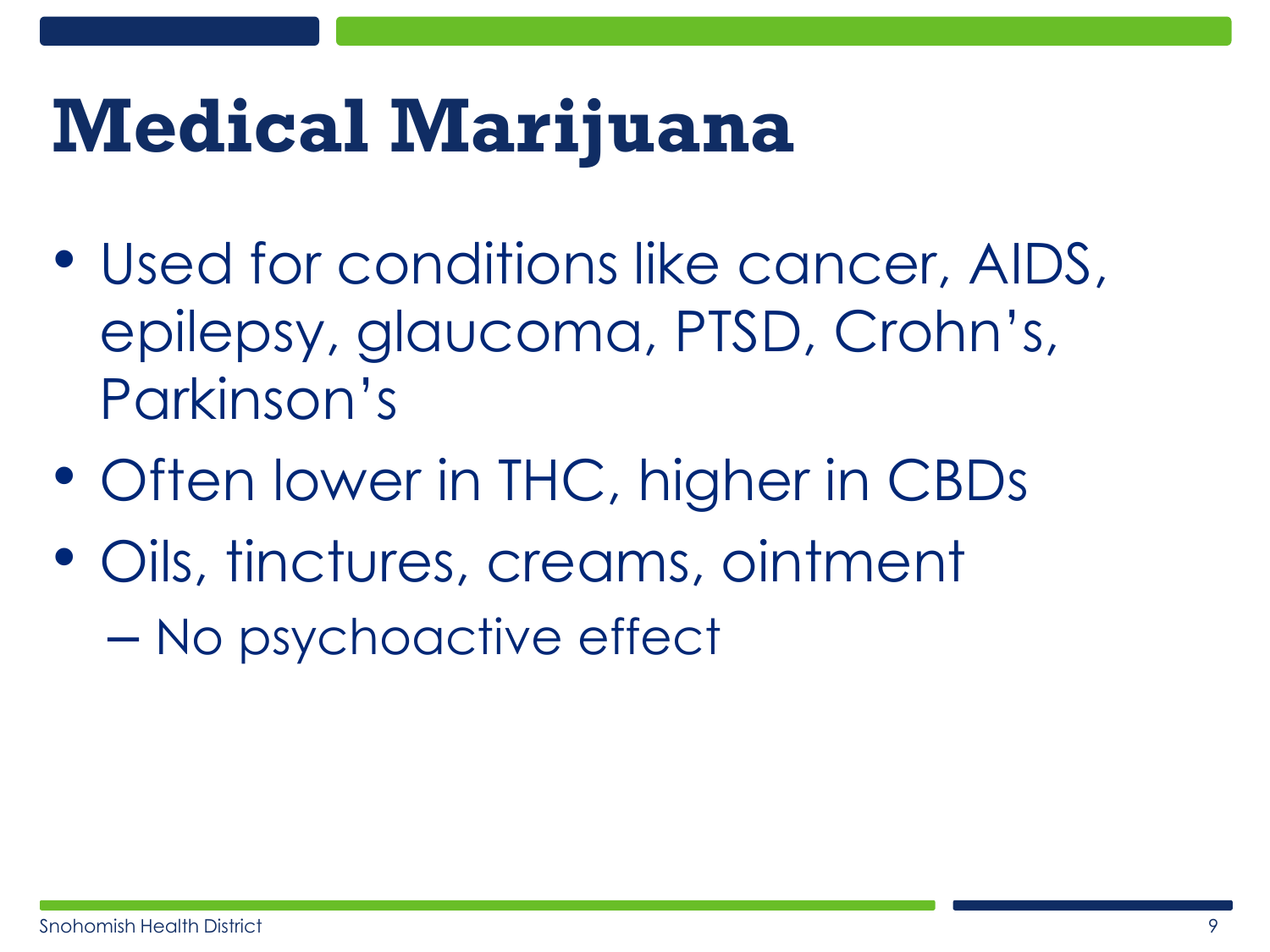# Medical Marijuana

- Used for conditions like cancer, AIDS, epilepsy, glaucoma, PTSD, Crohn's, Parkinson's
- Often lower in THC, higher in CBDs
- Oils, tinctures, creams, ointment
  - No psychoactive effect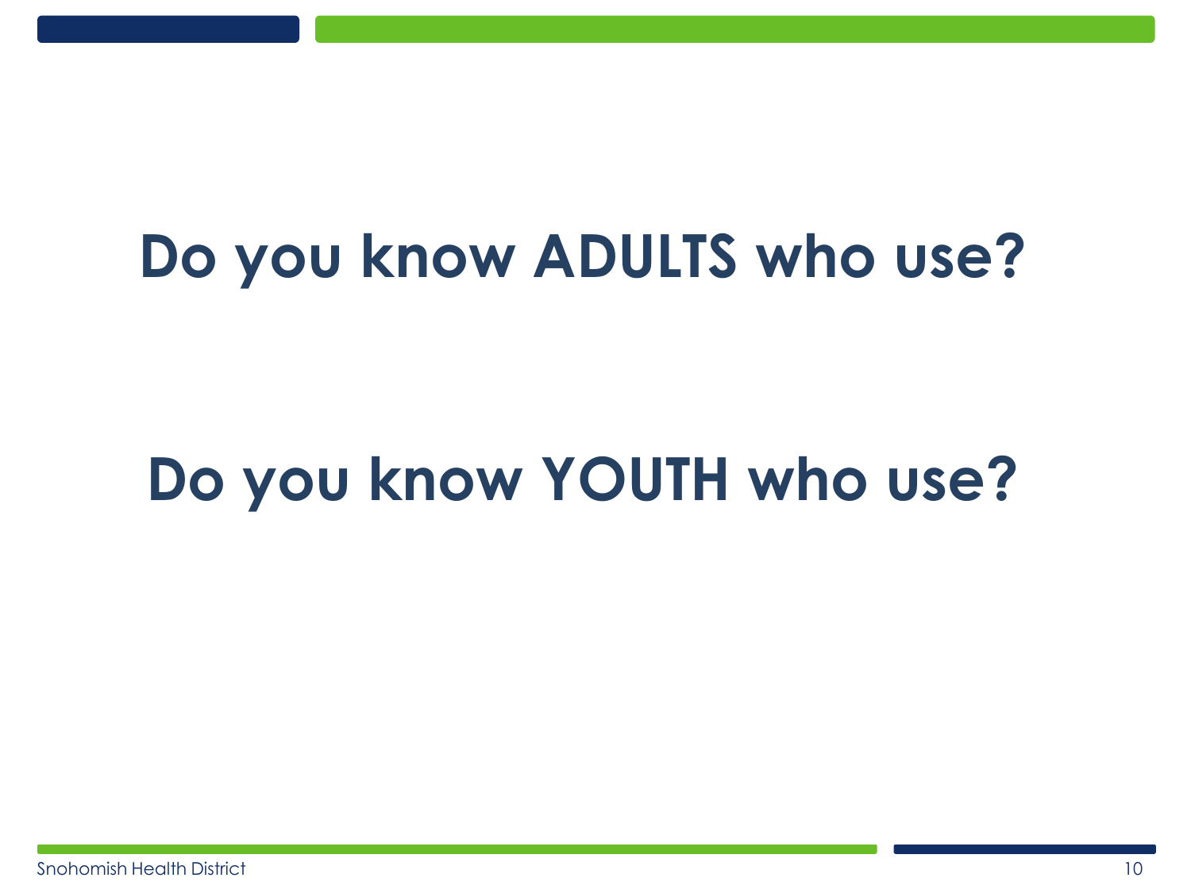# Do you know ADULTS who use?

# Do you know YOUTH who use?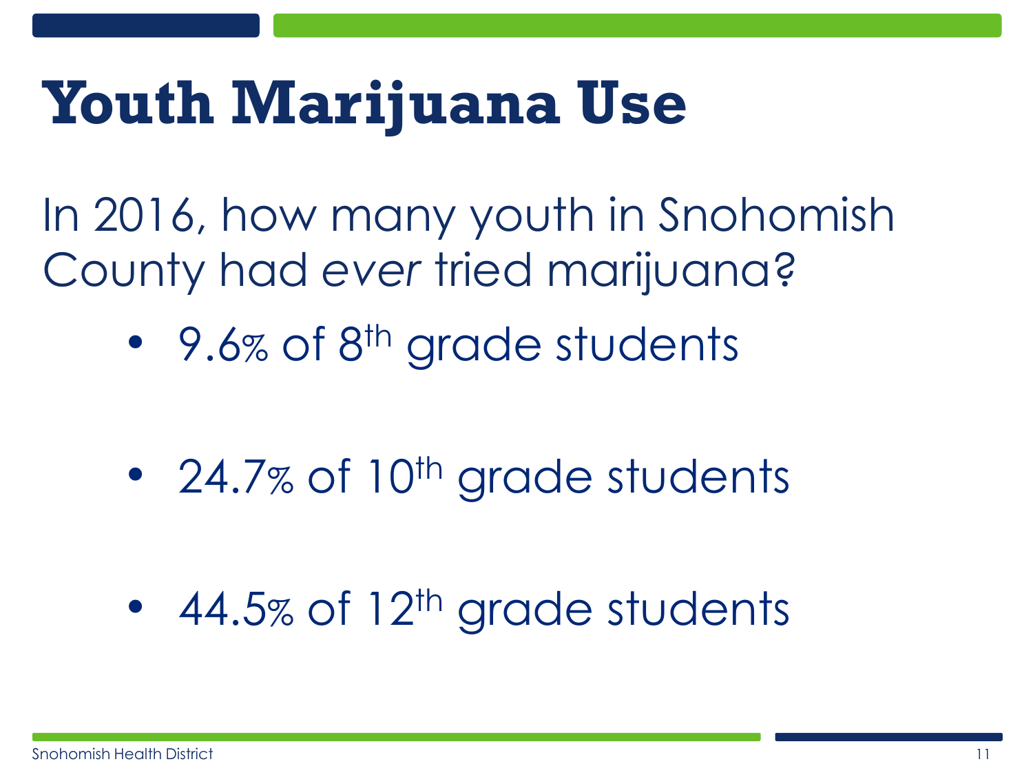# Youth Marijuana Use

In 2016, how many youth in Snohomish County had *ever* tried marijuana?

- 9.6% of 8th grade students
- 24.7% of 10th grade students
- 44.5% of 12th grade students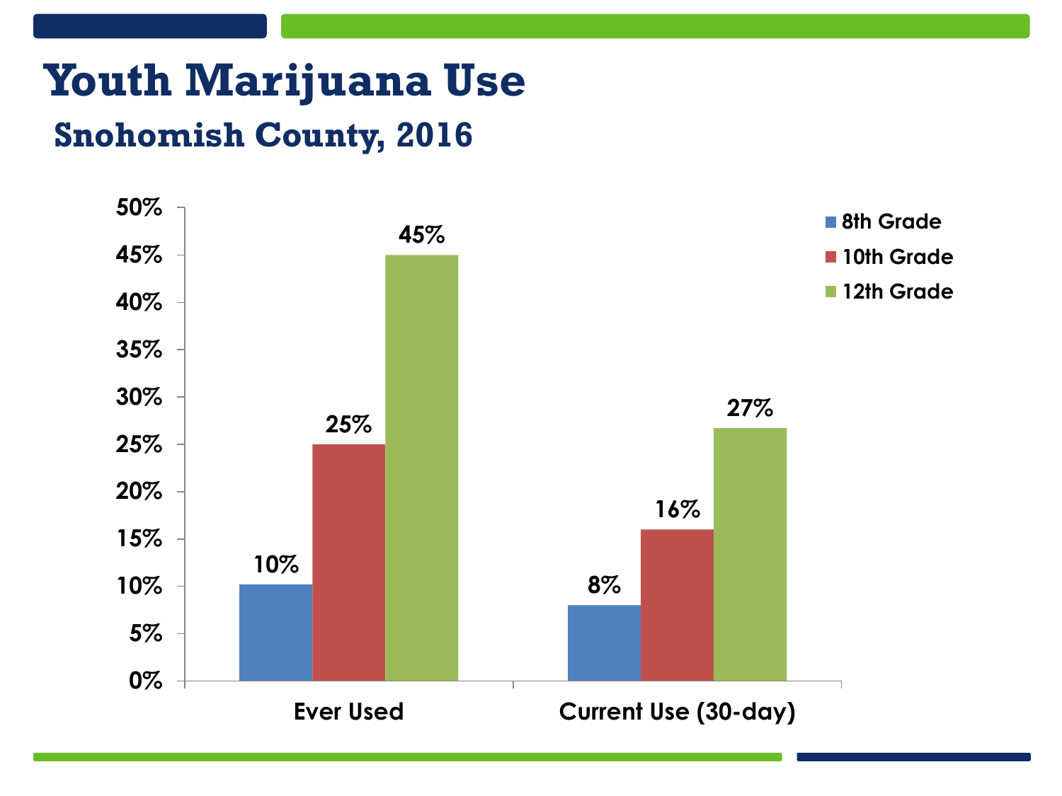# Youth Marijuana Use

## Snohomish County, 2016

| | 8th Grade | 10th Grade | 12th Grade |
|---|---|---|---|
| Ever Used | 10% | 25% | 45% |
| Current Use (30-day) | 8% | 16% | 27% |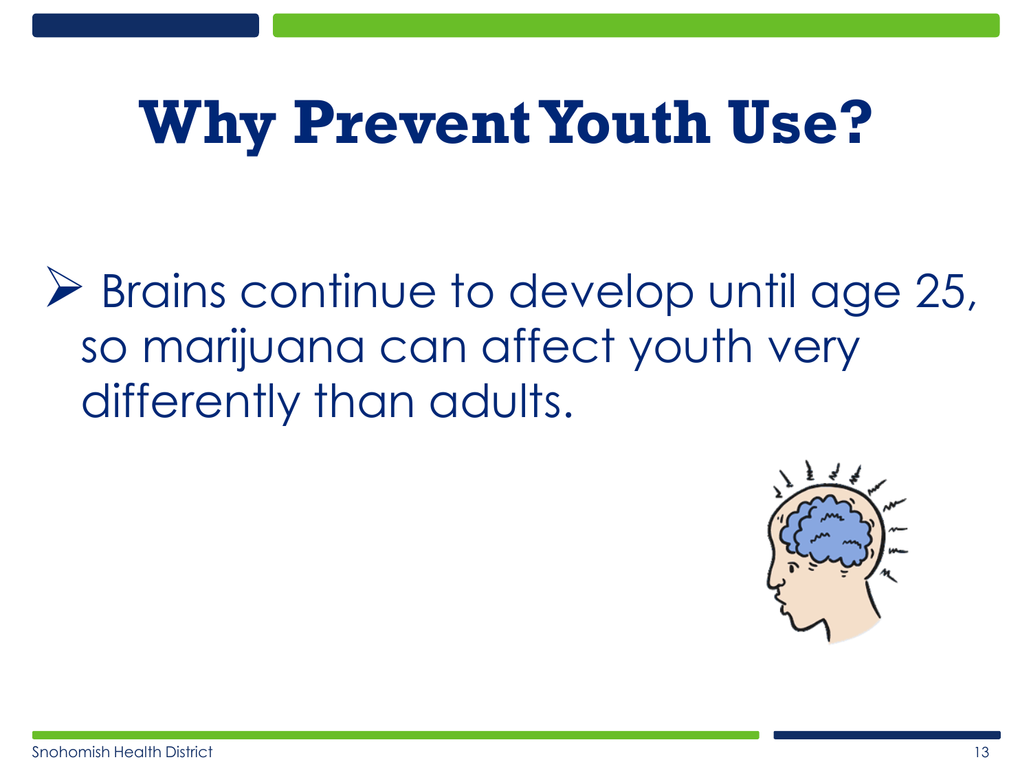# Why Prevent Youth Use?

- Brains continue to develop until age 25, so marijuana can affect youth very differently than adults.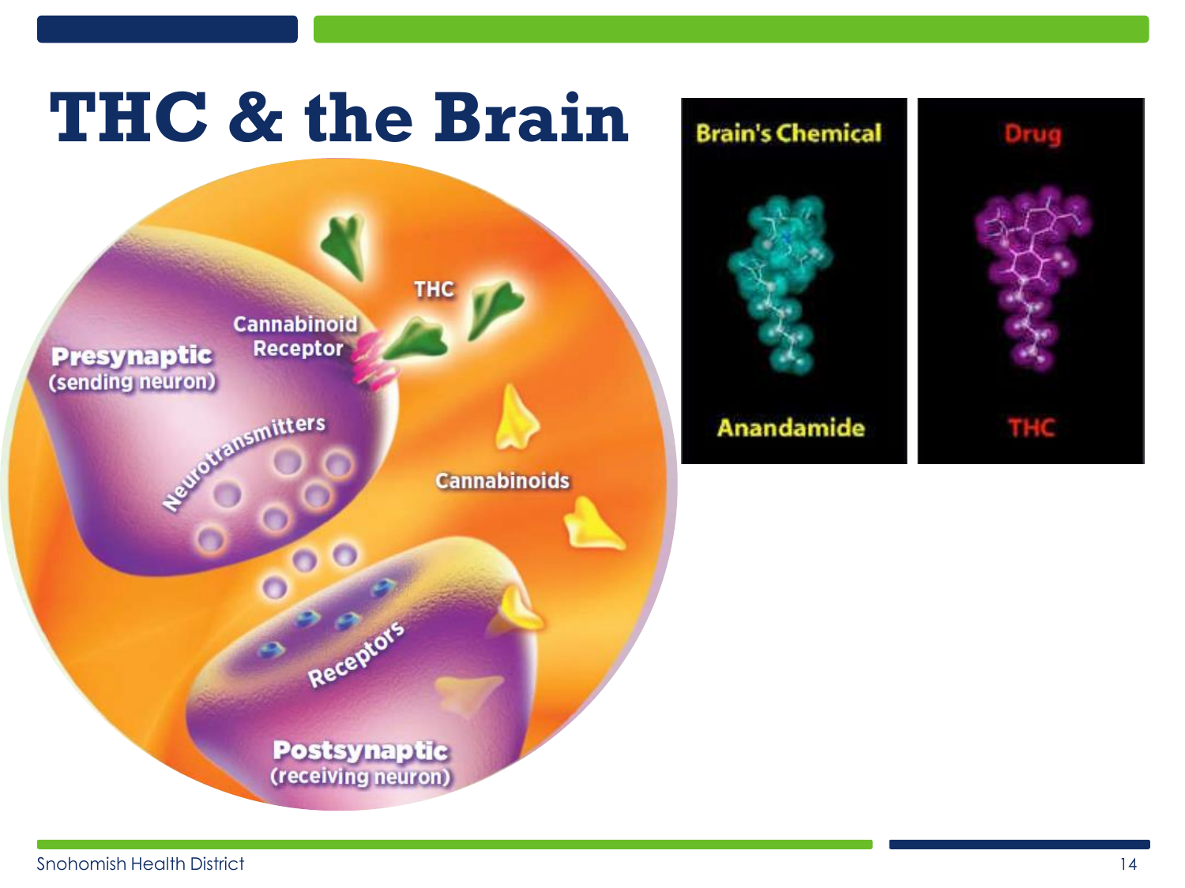# THC & the Brain

Presynaptic (sending neuron)

Cannabinoid Receptor

THC

Neurotransmitters

Cannabinoids

Receptors

Postsynaptic (receiving neuron)

| Brain's Chemical | Drug |
| --- | --- |
| Anandamide | THC |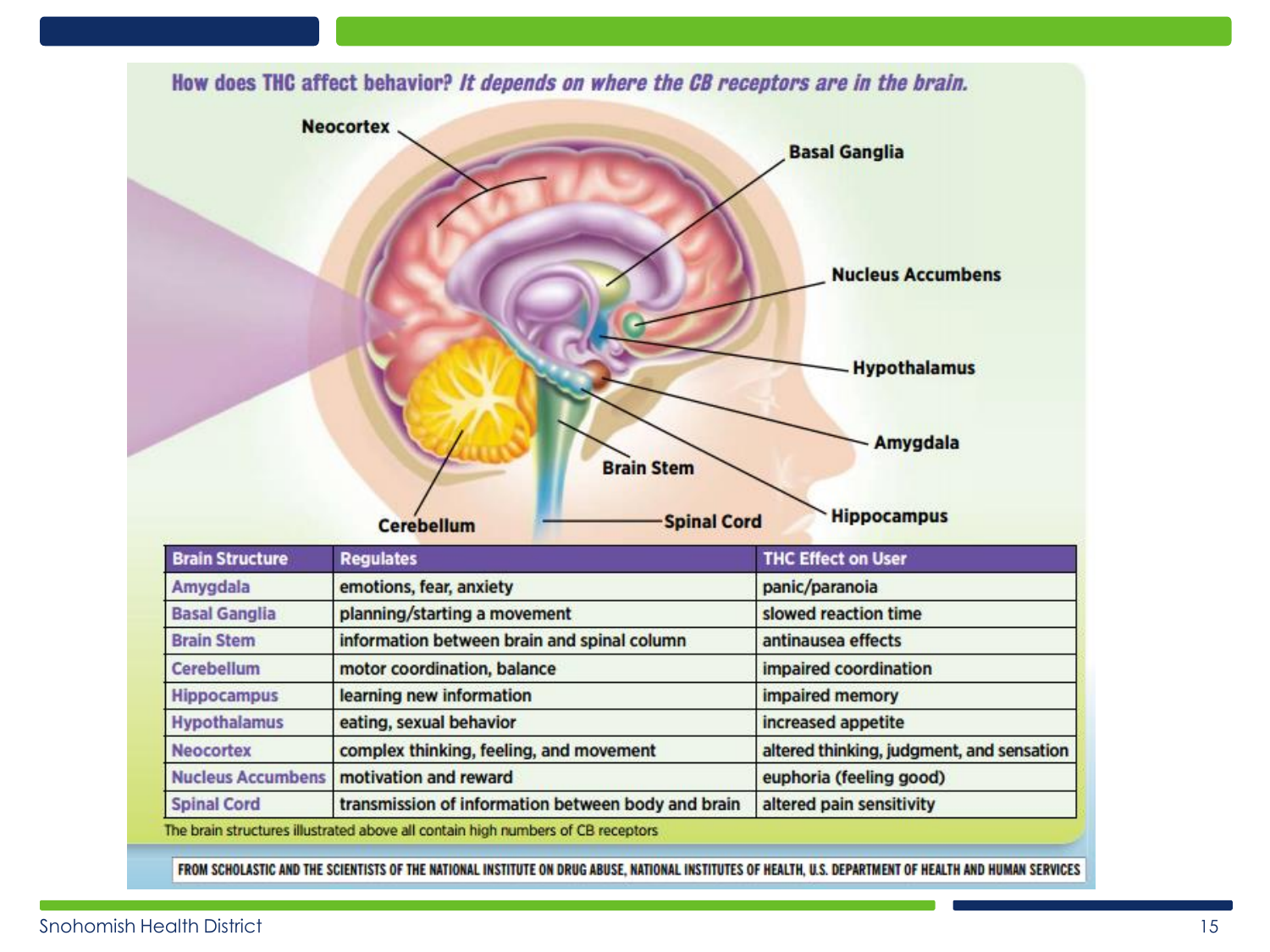**How does THC affect behavior?** ***It depends on where the CB receptors are in the brain.***

Neocortex, Basal Ganglia, Nucleus Accumbens, Hypothalamus, Amygdala, Hippocampus, Brain Stem, Spinal Cord, Cerebellum

| Brain Structure | Regulates | THC Effect on User |
|---|---|---|
| Amygdala | emotions, fear, anxiety | panic/paranoia |
| Basal Ganglia | planning/starting a movement | slowed reaction time |
| Brain Stem | information between brain and spinal column | antinausea effects |
| Cerebellum | motor coordination, balance | impaired coordination |
| Hippocampus | learning new information | impaired memory |
| Hypothalamus | eating, sexual behavior | increased appetite |
| Neocortex | complex thinking, feeling, and movement | altered thinking, judgment, and sensation |
| Nucleus Accumbens | motivation and reward | euphoria (feeling good) |
| Spinal Cord | transmission of information between body and brain | altered pain sensitivity |

The brain structures illustrated above all contain high numbers of CB receptors

FROM SCHOLASTIC AND THE SCIENTISTS OF THE NATIONAL INSTITUTE ON DRUG ABUSE, NATIONAL INSTITUTES OF HEALTH, U.S. DEPARTMENT OF HEALTH AND HUMAN SERVICES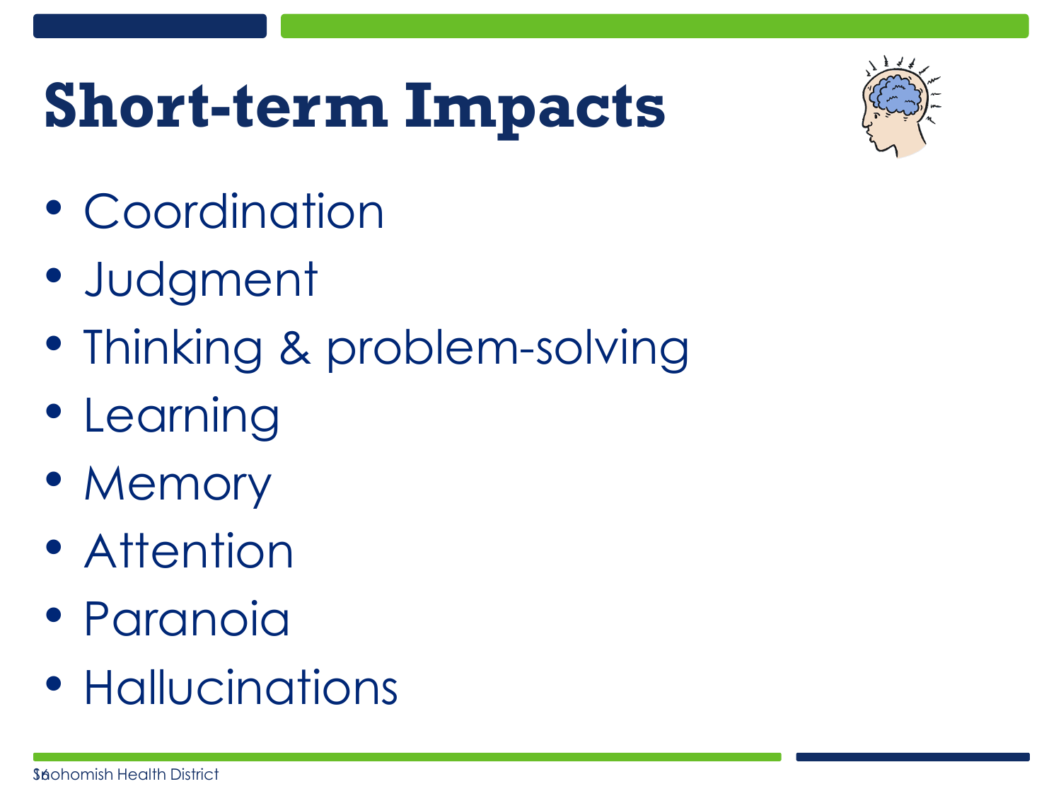# Short-term Impacts

- Coordination
- Judgment
- Thinking & problem-solving
- Learning
- Memory
- Attention
- Paranoia
- Hallucinations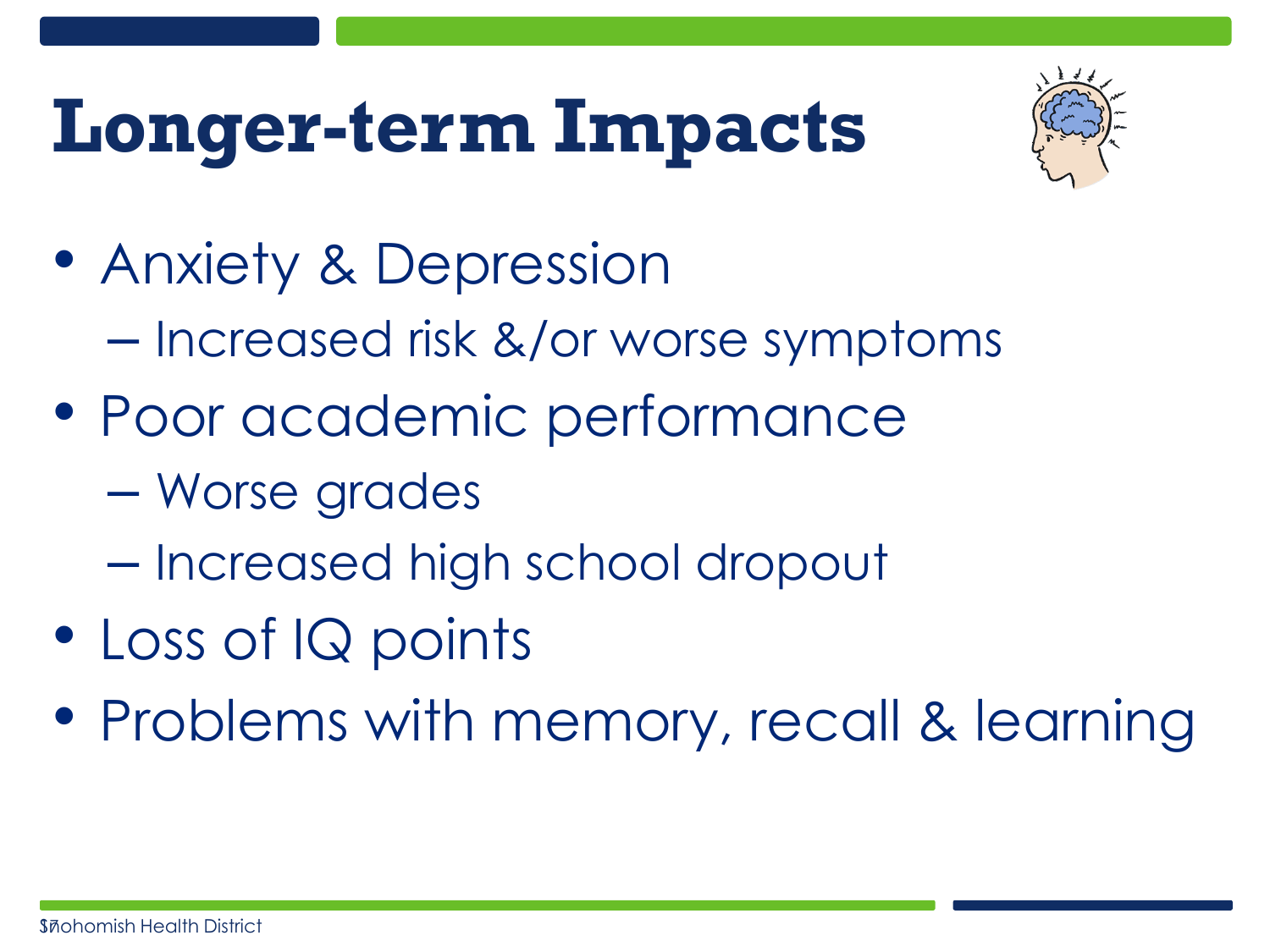# Longer-term Impacts

- Anxiety & Depression
  - Increased risk &/or worse symptoms
- Poor academic performance
  - Worse grades
  - Increased high school dropout
- Loss of IQ points
- Problems with memory, recall & learning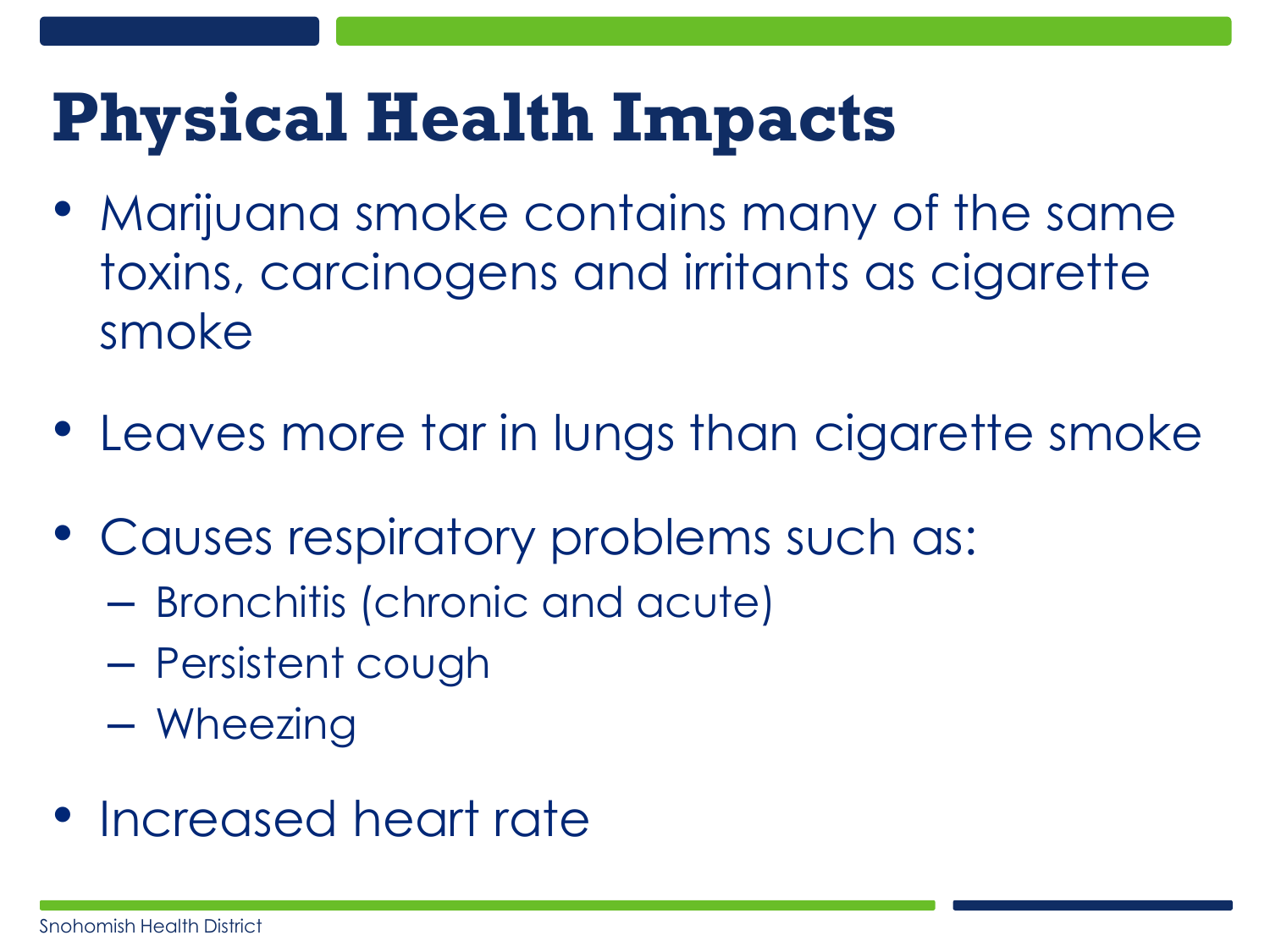# Physical Health Impacts

- Marijuana smoke contains many of the same toxins, carcinogens and irritants as cigarette smoke
- Leaves more tar in lungs than cigarette smoke
- Causes respiratory problems such as:
  - Bronchitis (chronic and acute)
  - Persistent cough
  - Wheezing
- Increased heart rate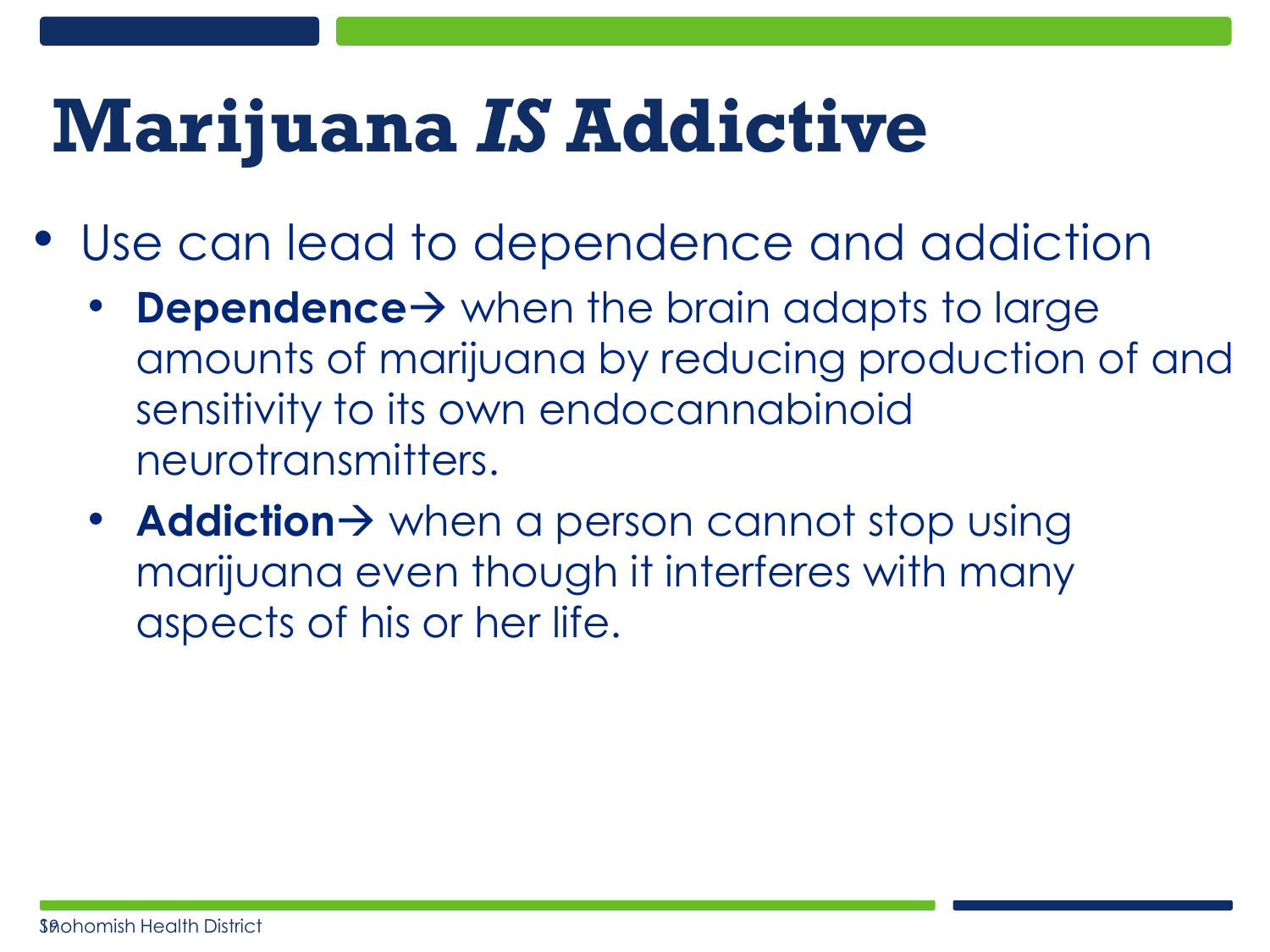# Marijuana *IS* Addictive

- Use can lead to dependence and addiction
  - **Dependence→** when the brain adapts to large amounts of marijuana by reducing production of and sensitivity to its own endocannabinoid neurotransmitters.
  - **Addiction→** when a person cannot stop using marijuana even though it interferes with many aspects of his or her life.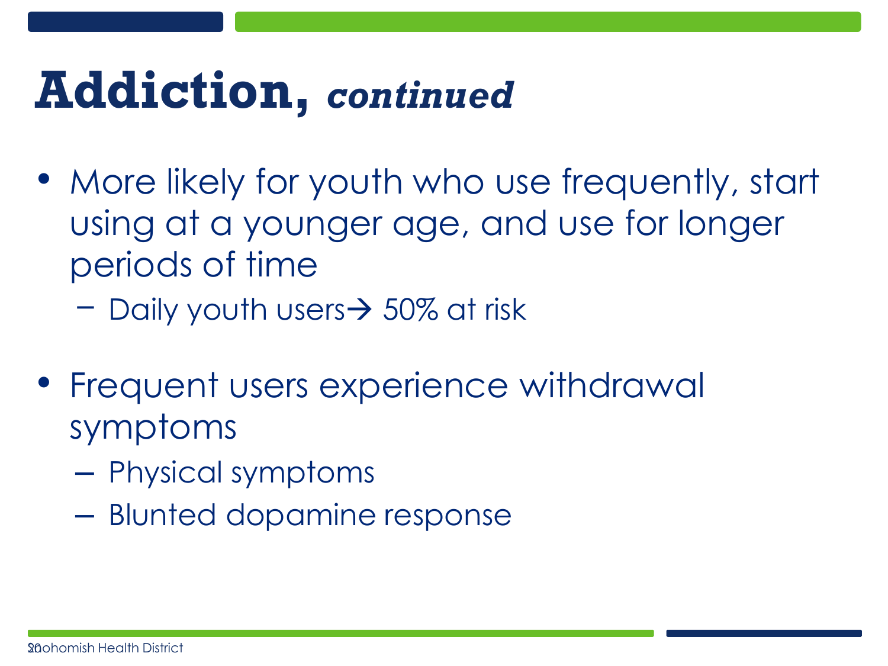# Addiction, *continued*

- More likely for youth who use frequently, start using at a younger age, and use for longer periods of time
  - Daily youth users→ 50% at risk
- Frequent users experience withdrawal symptoms
  - Physical symptoms
  - Blunted dopamine response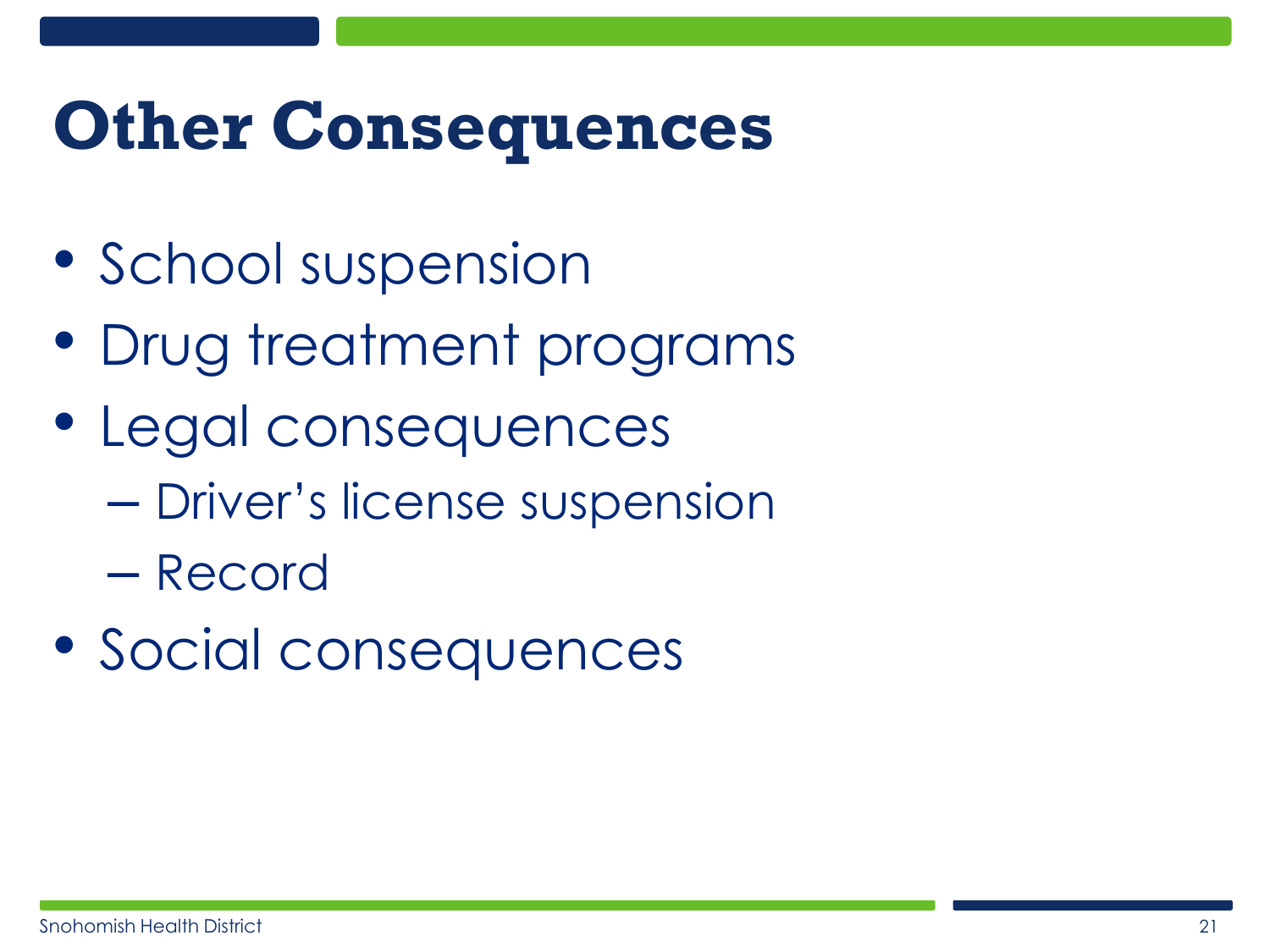# Other Consequences

- School suspension
- Drug treatment programs
- Legal consequences
  - Driver's license suspension
  - Record
- Social consequences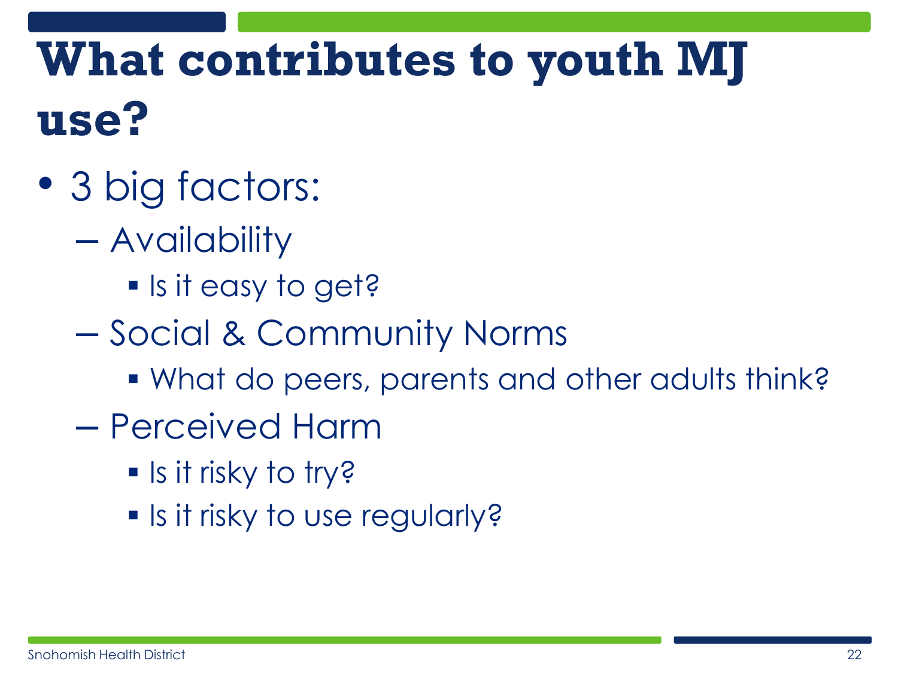# What contributes to youth MJ use?

- 3 big factors:
  - Availability
    - Is it easy to get?
  - Social & Community Norms
    - What do peers, parents and other adults think?
  - Perceived Harm
    - Is it risky to try?
    - Is it risky to use regularly?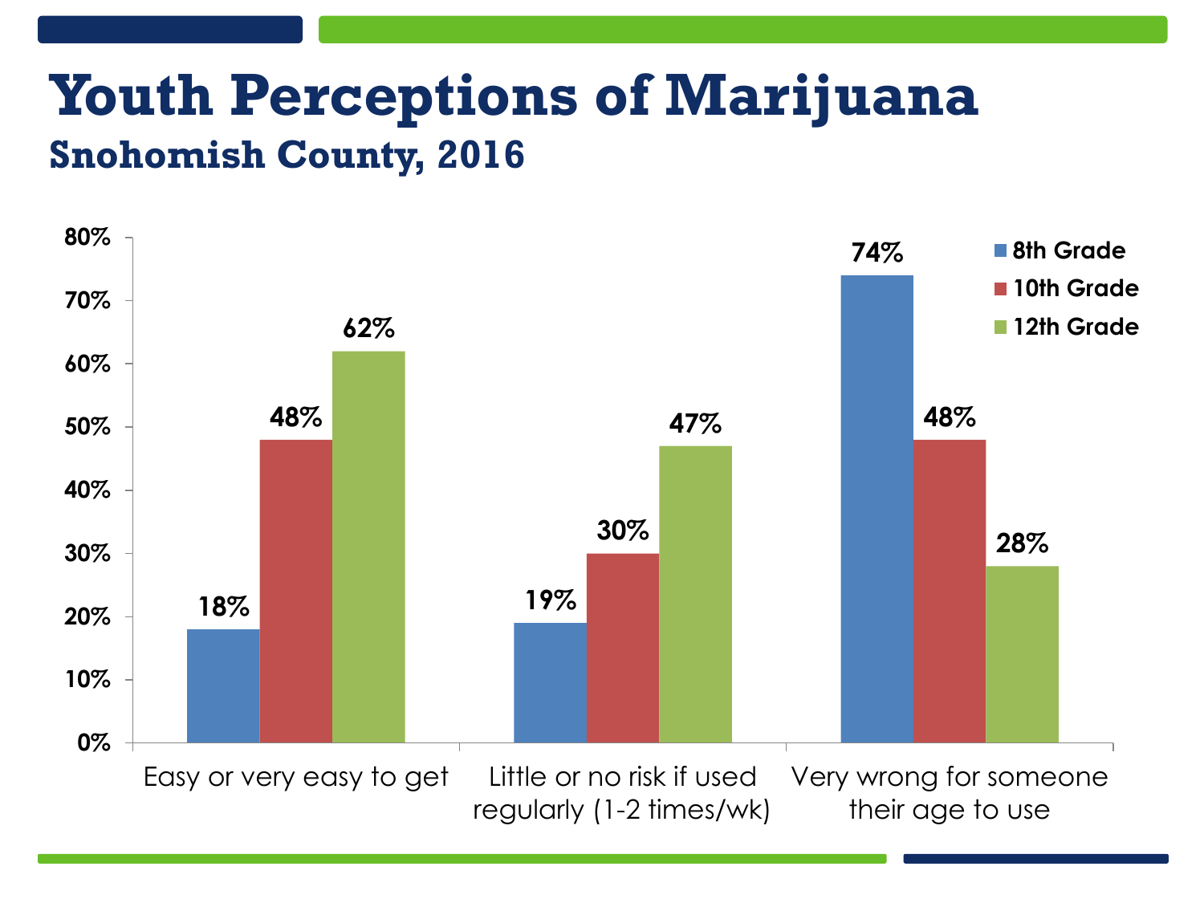# Youth Perceptions of Marijuana

## Snohomish County, 2016

| | 8th Grade | 10th Grade | 12th Grade |
|---|---|---|---|
| Easy or very easy to get | 18% | 48% | 62% |
| Little or no risk if used regularly (1-2 times/wk) | 19% | 30% | 47% |
| Very wrong for someone their age to use | 74% | 48% | 28% |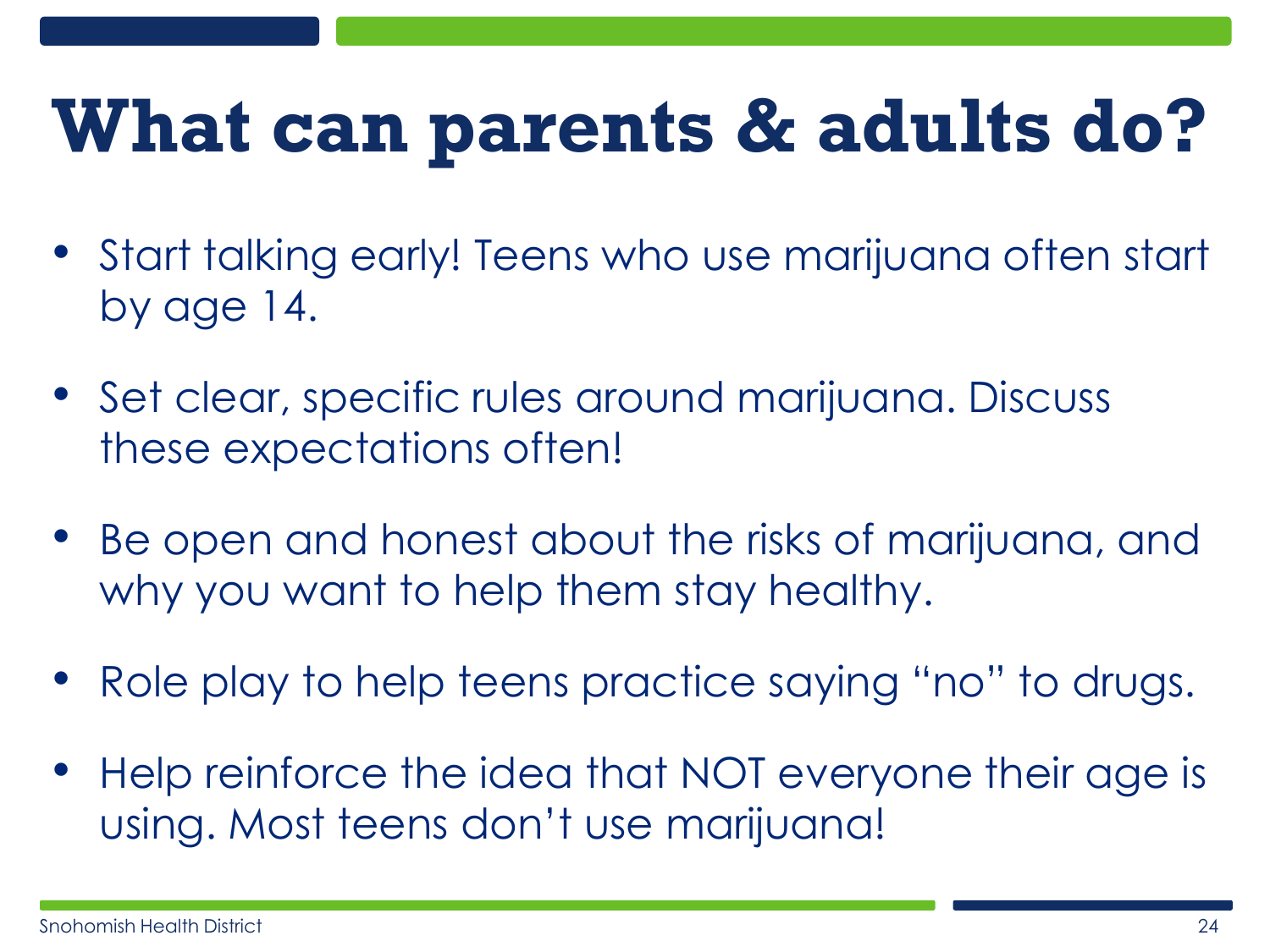# What can parents & adults do?

- Start talking early! Teens who use marijuana often start by age 14.
- Set clear, specific rules around marijuana. Discuss these expectations often!
- Be open and honest about the risks of marijuana, and why you want to help them stay healthy.
- Role play to help teens practice saying "no" to drugs.
- Help reinforce the idea that NOT everyone their age is using. Most teens don't use marijuana!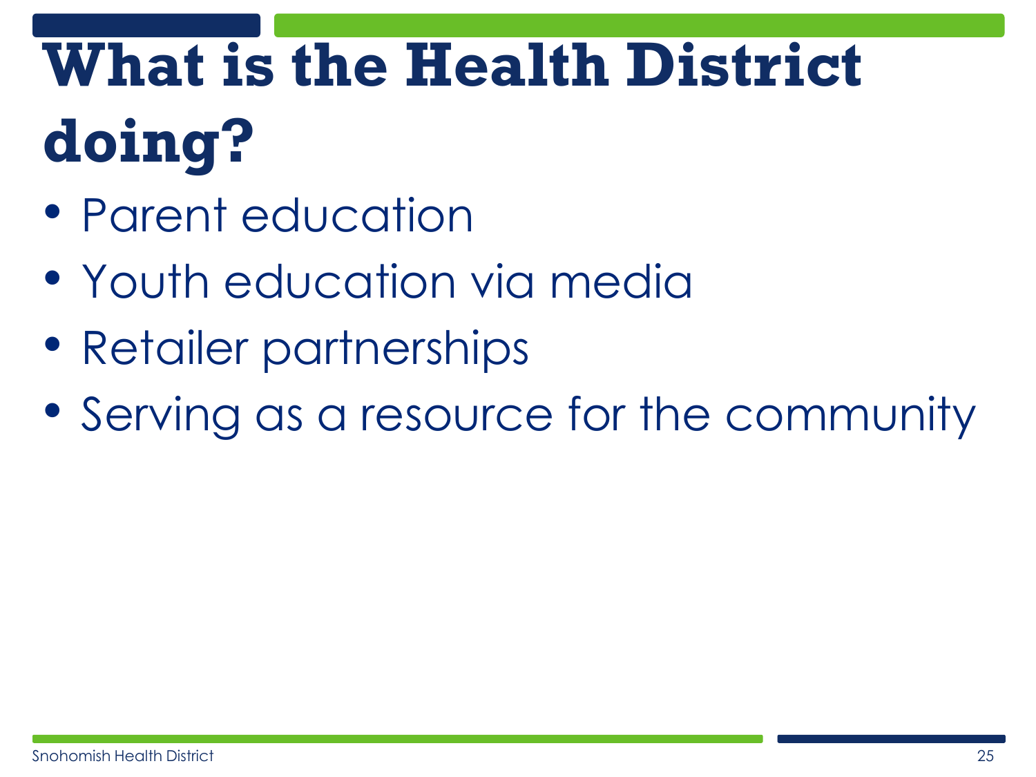# What is the Health District doing?

- Parent education
- Youth education via media
- Retailer partnerships
- Serving as a resource for the community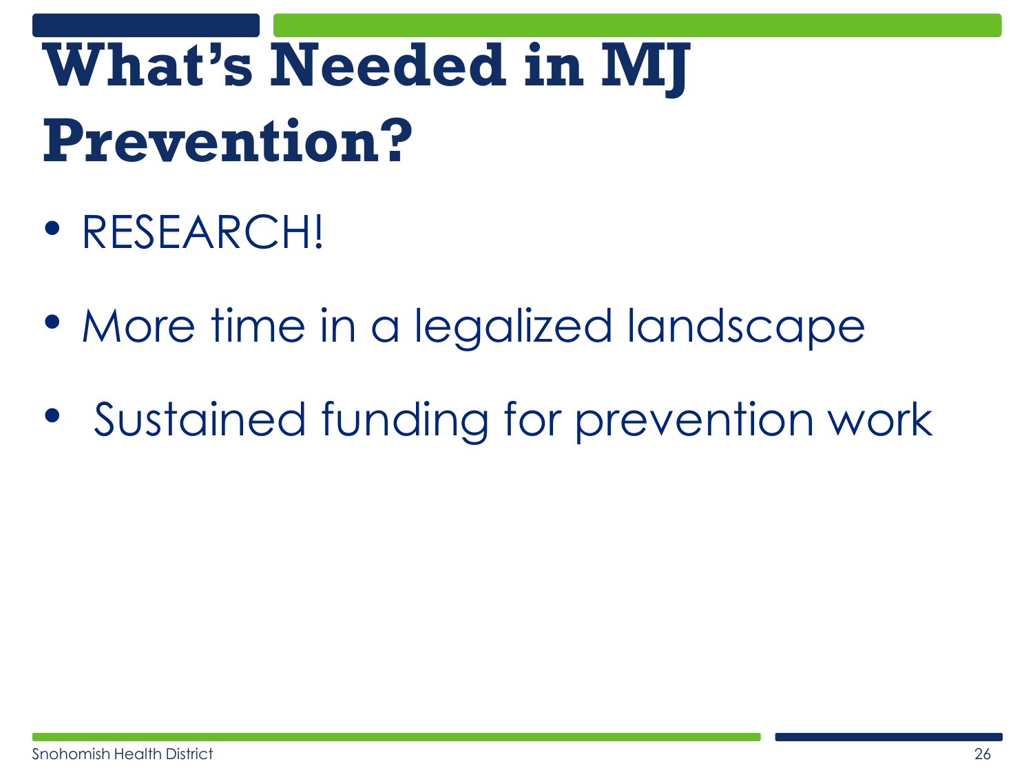# What's Needed in MJ Prevention?

- RESEARCH!
- More time in a legalized landscape
- Sustained funding for prevention work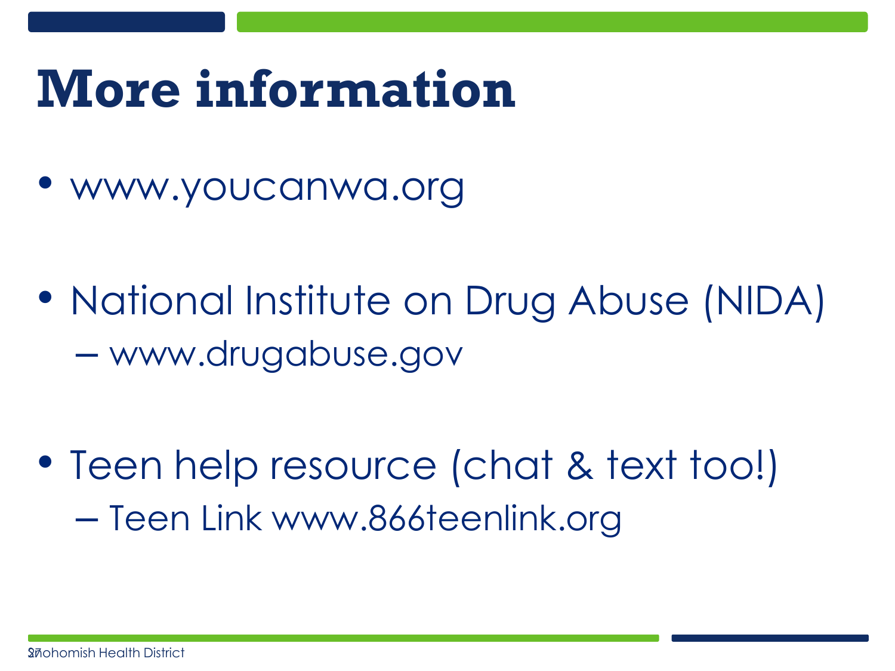# More information

- www.youcanwa.org
- National Institute on Drug Abuse (NIDA)
  - www.drugabuse.gov
- Teen help resource (chat & text too!)
  - Teen Link www.866teenlink.org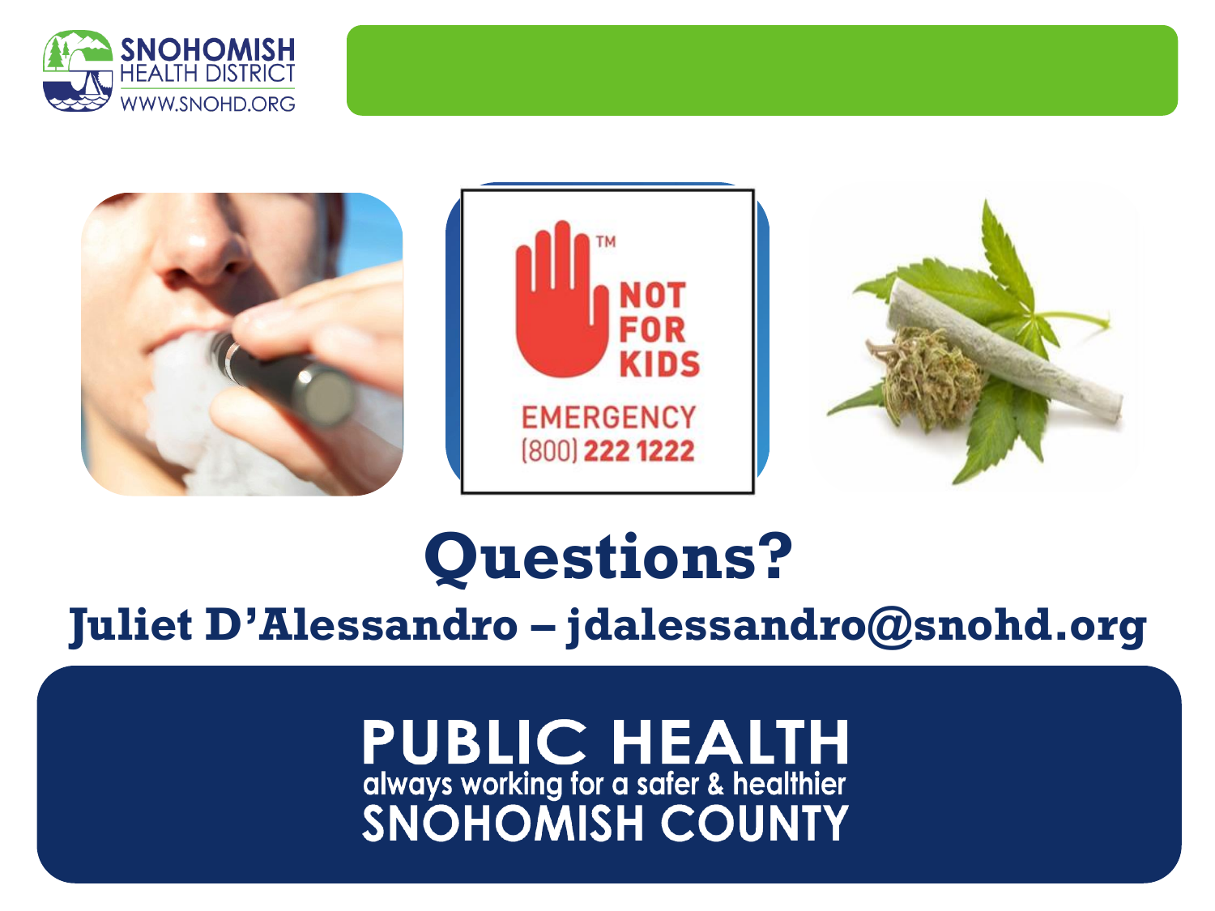SNOHOMISH HEALTH DISTRICT
WWW.SNOHD.ORG

NOT FOR KIDS
EMERGENCY (800) 222 1222

# Questions?

**Juliet D'Alessandro – jdalessandro@snohd.org**

**PUBLIC HEALTH**
always working for a safer & healthier
**SNOHOMISH COUNTY**